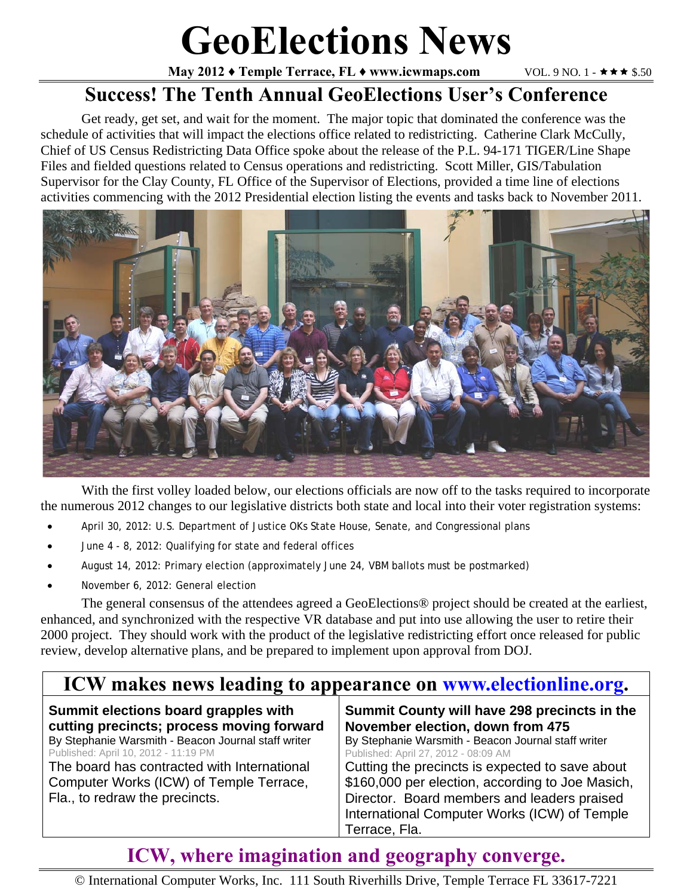# GeoElections News

**May 2012 ♦ Temple Terrace, FL ♦ www.icwmaps.com** VOL. 9 NO. 1 - ★★★ $.50

## Success! The Tenth Annual GeoElections User's Conference

Get ready, get set, and wait for the moment. The major topic that dominated the conference was the schedule of activities that will impact the elections office related to redistricting. Catherine Clark McCully, Chief of US Census Redistricting Data Office spoke about the release of the P.L. 94-171 TIGER/Line Shape Files and fielded questions related to Census operations and redistricting. Scott Miller, GIS/Tabulation Supervisor for the Clay County, FL Office of the Supervisor of Elections, provided a time line of elections activities commencing with the 2012 Presidential election listing the events and tasks back to November 2011.

With the first volley loaded below, our elections officials are now off to the tasks required to incorporate the numerous 2012 changes to our legislative districts both state and local into their voter registration systems:

- April 30, 2012: U.S. Department of Justice OKs State House, Senate, and Congressional plans
- June 4 - 8, 2012: Qualifying for state and federal offices
- August 14, 2012: Primary election (approximately June 24, VBM ballots must be postmarked)
- November 6, 2012: General election

The general consensus of the attendees agreed a GeoElections® project should be created at the earliest, enhanced, and synchronized with the respective VR database and put into use allowing the user to retire their 2000 project. They should work with the product of the legislative redistricting effort once released for public review, develop alternative plans, and be prepared to implement upon approval from DOJ.

## ICW makes news leading to appearance on www.electionline.org.

**Summit elections board grapples with cutting precincts; process moving forward**
By Stephanie Warsmith - Beacon Journal staff writer
Published: April 10, 2012 - 11:19 PM
The board has contracted with International Computer Works (ICW) of Temple Terrace, Fla., to redraw the precincts.

**Summit County will have 298 precincts in the November election, down from 475**
By Stephanie Warsmith - Beacon Journal staff writer
Published: April 27, 2012 - 08:09 AM
Cutting the precincts is expected to save about $160,000 per election, according to Joe Masich, Director. Board members and leaders praised International Computer Works (ICW) of Temple Terrace, Fla.

**ICW, where imagination and geography converge.**

© International Computer Works, Inc. 111 South Riverhills Drive, Temple Terrace FL 33617-7221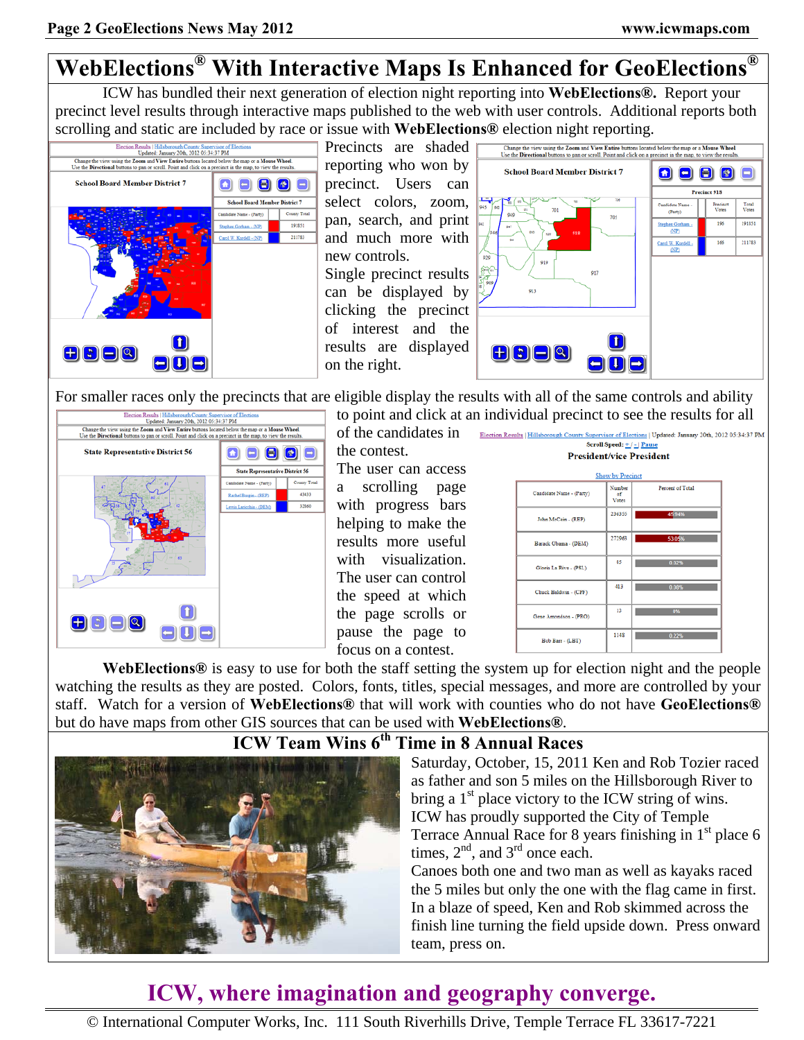# WebElections® With Interactive Maps Is Enhanced for GeoElections®

ICW has bundled their next generation of election night reporting into **WebElections®.** Report your precinct level results through interactive maps published to the web with user controls. Additional reports both scrolling and static are included by race or issue with **WebElections®** election night reporting.

Precincts are shaded reporting who won by precinct. Users can select colors, zoom, pan, search, and print and much more with new controls.

Single precinct results can be displayed by clicking the precinct of interest and the results are displayed on the right.

For smaller races only the precincts that are eligible display the results with all of the same controls and ability to point and click at an individual precinct to see the results for all of the candidates in the contest.

The user can access a scrolling page with progress bars helping to make the results more useful with visualization. The user can control the speed at which the page scrolls or pause the page to focus on a contest.

**WebElections®** is easy to use for both the staff setting the system up for election night and the people watching the results as they are posted. Colors, fonts, titles, special messages, and more are controlled by your staff. Watch for a version of **WebElections®** that will work with counties who do not have **GeoElections®** but do have maps from other GIS sources that can be used with **WebElections®**.

## ICW Team Wins 6th Time in 8 Annual Races

Saturday, October, 15, 2011 Ken and Rob Tozier raced as father and son 5 miles on the Hillsborough River to bring a 1st place victory to the ICW string of wins. ICW has proudly supported the City of Temple Terrace Annual Race for 8 years finishing in 1st place 6 times, 2nd, and 3rd once each.

Canoes both one and two man as well as kayaks raced the 5 miles but only the one with the flag came in first. In a blaze of speed, Ken and Rob skimmed across the finish line turning the field upside down. Press onward team, press on.

**ICW, where imagination and geography converge.**

© International Computer Works, Inc. 111 South Riverhills Drive, Temple Terrace FL 33617-7221